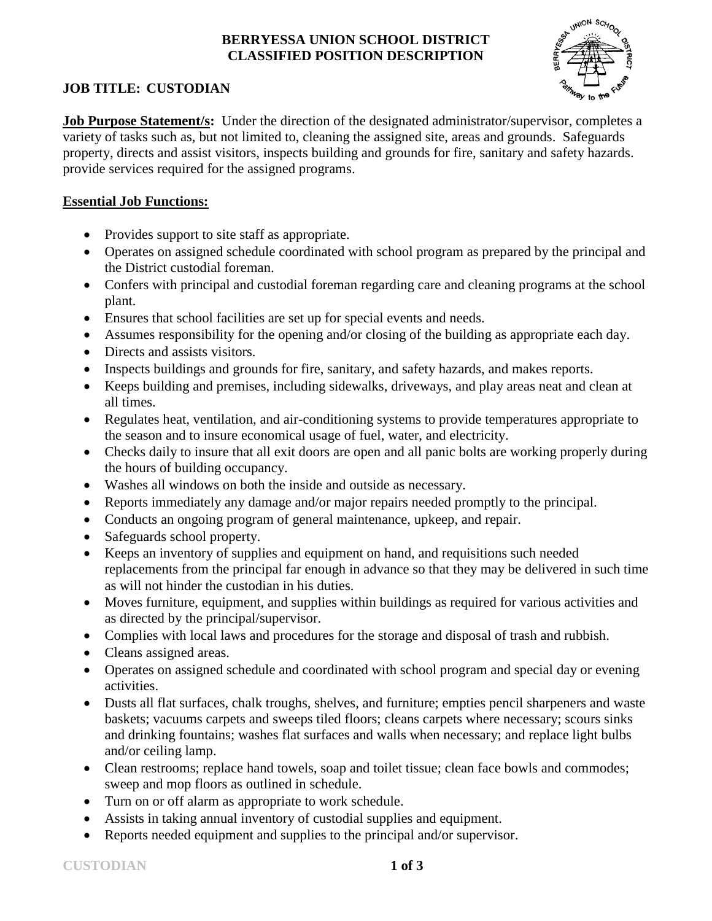# BERRYESSA UNION SCHOOL DISTRICT
# CLASSIFIED POSITION DESCRIPTION

## JOB TITLE: CUSTODIAN

**Job Purpose Statement/s:** Under the direction of the designated administrator/supervisor, completes a variety of tasks such as, but not limited to, cleaning the assigned site, areas and grounds. Safeguards property, directs and assist visitors, inspects building and grounds for fire, sanitary and safety hazards. provide services required for the assigned programs.

**Essential Job Functions:**

- Provides support to site staff as appropriate.
- Operates on assigned schedule coordinated with school program as prepared by the principal and the District custodial foreman.
- Confers with principal and custodial foreman regarding care and cleaning programs at the school plant.
- Ensures that school facilities are set up for special events and needs.
- Assumes responsibility for the opening and/or closing of the building as appropriate each day.
- Directs and assists visitors.
- Inspects buildings and grounds for fire, sanitary, and safety hazards, and makes reports.
- Keeps building and premises, including sidewalks, driveways, and play areas neat and clean at all times.
- Regulates heat, ventilation, and air-conditioning systems to provide temperatures appropriate to the season and to insure economical usage of fuel, water, and electricity.
- Checks daily to insure that all exit doors are open and all panic bolts are working properly during the hours of building occupancy.
- Washes all windows on both the inside and outside as necessary.
- Reports immediately any damage and/or major repairs needed promptly to the principal.
- Conducts an ongoing program of general maintenance, upkeep, and repair.
- Safeguards school property.
- Keeps an inventory of supplies and equipment on hand, and requisitions such needed replacements from the principal far enough in advance so that they may be delivered in such time as will not hinder the custodian in his duties.
- Moves furniture, equipment, and supplies within buildings as required for various activities and as directed by the principal/supervisor.
- Complies with local laws and procedures for the storage and disposal of trash and rubbish.
- Cleans assigned areas.
- Operates on assigned schedule and coordinated with school program and special day or evening activities.
- Dusts all flat surfaces, chalk troughs, shelves, and furniture; empties pencil sharpeners and waste baskets; vacuums carpets and sweeps tiled floors; cleans carpets where necessary; scours sinks and drinking fountains; washes flat surfaces and walls when necessary; and replace light bulbs and/or ceiling lamp.
- Clean restrooms; replace hand towels, soap and toilet tissue; clean face bowls and commodes; sweep and mop floors as outlined in schedule.
- Turn on or off alarm as appropriate to work schedule.
- Assists in taking annual inventory of custodial supplies and equipment.
- Reports needed equipment and supplies to the principal and/or supervisor.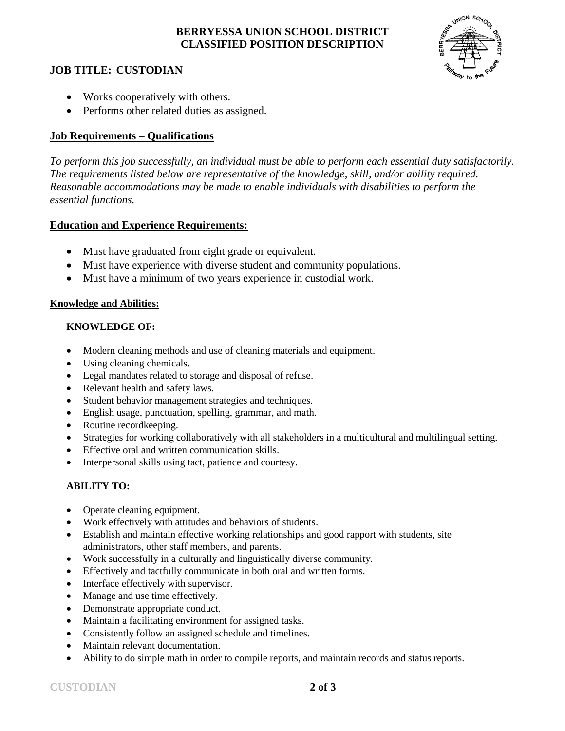- Works cooperatively with others.
- Performs other related duties as assigned.

## Job Requirements – Qualifications

*To perform this job successfully, an individual must be able to perform each essential duty satisfactorily. The requirements listed below are representative of the knowledge, skill, and/or ability required. Reasonable accommodations may be made to enable individuals with disabilities to perform the essential functions.*

## Education and Experience Requirements:

- Must have graduated from eight grade or equivalent.
- Must have experience with diverse student and community populations.
- Must have a minimum of two years experience in custodial work.

### Knowledge and Abilities:

**KNOWLEDGE OF:**

- Modern cleaning methods and use of cleaning materials and equipment.
- Using cleaning chemicals.
- Legal mandates related to storage and disposal of refuse.
- Relevant health and safety laws.
- Student behavior management strategies and techniques.
- English usage, punctuation, spelling, grammar, and math.
- Routine recordkeeping.
- Strategies for working collaboratively with all stakeholders in a multicultural and multilingual setting.
- Effective oral and written communication skills.
- Interpersonal skills using tact, patience and courtesy.

**ABILITY TO:**

- Operate cleaning equipment.
- Work effectively with attitudes and behaviors of students.
- Establish and maintain effective working relationships and good rapport with students, site administrators, other staff members, and parents.
- Work successfully in a culturally and linguistically diverse community.
- Effectively and tactfully communicate in both oral and written forms.
- Interface effectively with supervisor.
- Manage and use time effectively.
- Demonstrate appropriate conduct.
- Maintain a facilitating environment for assigned tasks.
- Consistently follow an assigned schedule and timelines.
- Maintain relevant documentation.
- Ability to do simple math in order to compile reports, and maintain records and status reports.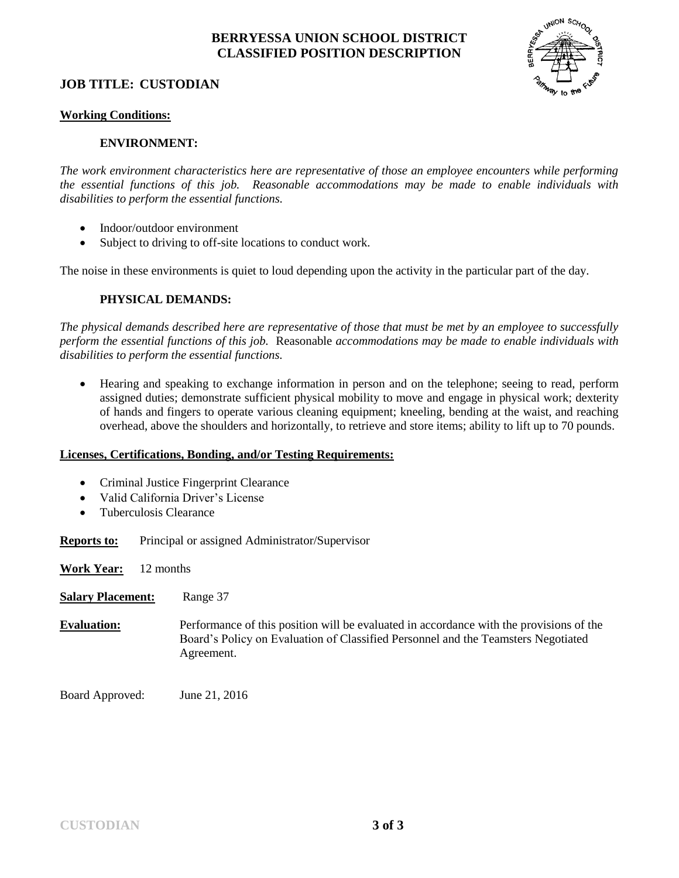**BERRYESSA UNION SCHOOL DISTRICT**
**CLASSIFIED POSITION DESCRIPTION**

## JOB TITLE: CUSTODIAN

**Working Conditions:**

### ENVIRONMENT:

*The work environment characteristics here are representative of those an employee encounters while performing the essential functions of this job. Reasonable accommodations may be made to enable individuals with disabilities to perform the essential functions.*

- Indoor/outdoor environment
- Subject to driving to off-site locations to conduct work.

The noise in these environments is quiet to loud depending upon the activity in the particular part of the day.

### PHYSICAL DEMANDS:

*The physical demands described here are representative of those that must be met by an employee to successfully perform the essential functions of this job.* Reasonable *accommodations may be made to enable individuals with disabilities to perform the essential functions.*

- Hearing and speaking to exchange information in person and on the telephone; seeing to read, perform assigned duties; demonstrate sufficient physical mobility to move and engage in physical work; dexterity of hands and fingers to operate various cleaning equipment; kneeling, bending at the waist, and reaching overhead, above the shoulders and horizontally, to retrieve and store items; ability to lift up to 70 pounds.

**Licenses, Certifications, Bonding, and/or Testing Requirements:**

- Criminal Justice Fingerprint Clearance
- Valid California Driver's License
- Tuberculosis Clearance

**Reports to:** Principal or assigned Administrator/Supervisor

**Work Year:** 12 months

**Salary Placement:** Range 37

**Evaluation:** Performance of this position will be evaluated in accordance with the provisions of the Board's Policy on Evaluation of Classified Personnel and the Teamsters Negotiated Agreement.

Board Approved: June 21, 2016